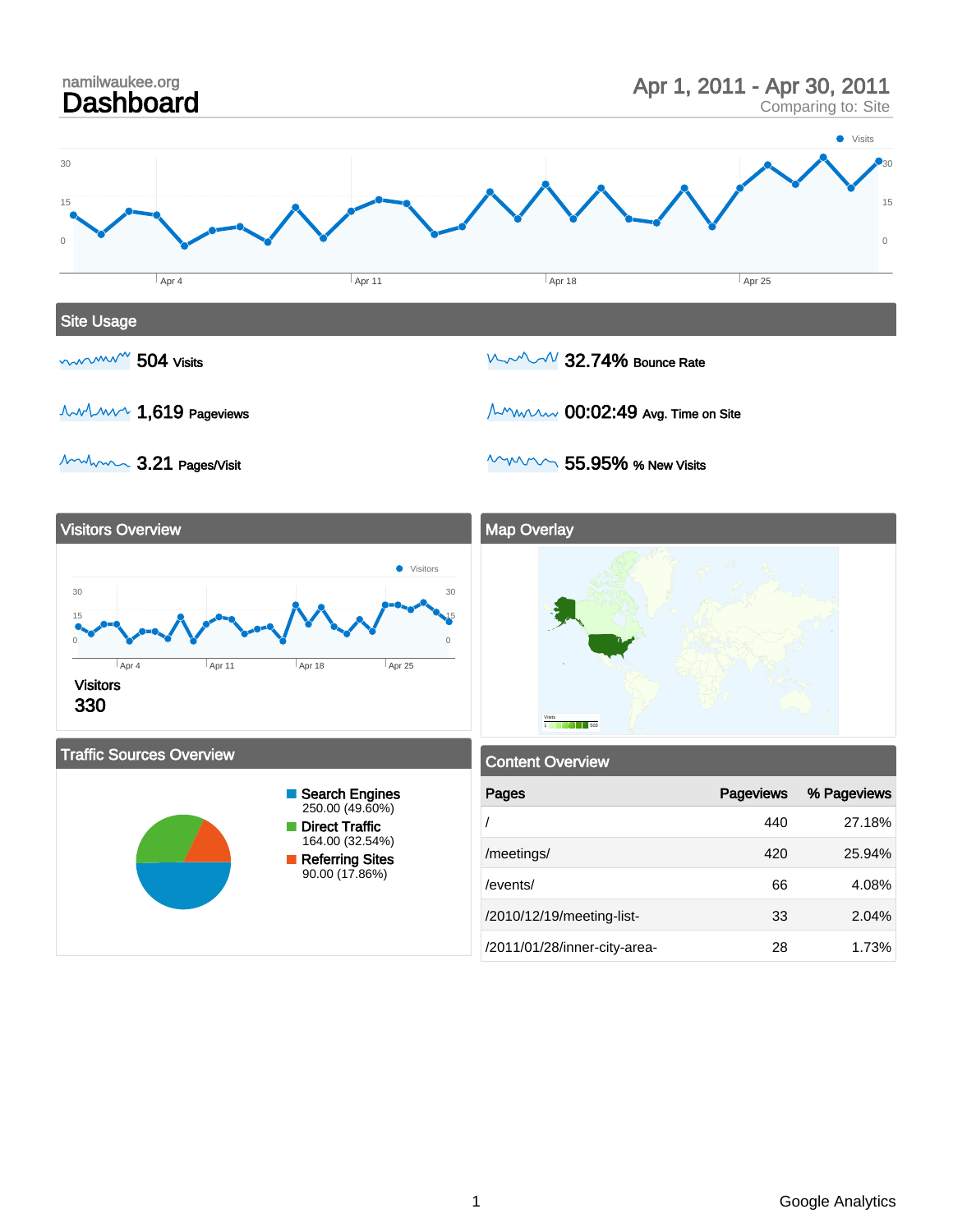namilwaukee.org

# Dashboard

Apr 1, 2011 - Apr 30, 2011
Comparing to: Site

## Site Usage

504 Visits

32.74% Bounce Rate

1,619 Pageviews

00:02:49 Avg. Time on Site

3.21 Pages/Visit

55.95% % New Visits

## Visitors Overview

Visitors
330

## Map Overlay

## Traffic Sources Overview

- Search Engines 250.00 (49.60%)
- Direct Traffic 164.00 (32.54%)
- Referring Sites 90.00 (17.86%)

## Content Overview

| Pages | Pageviews | % Pageviews |
|---|---|---|
| / | 440 | 27.18% |
| /meetings/ | 420 | 25.94% |
| /events/ | 66 | 4.08% |
| /2010/12/19/meeting-list- | 33 | 2.04% |
| /2011/01/28/inner-city-area- | 28 | 1.73% |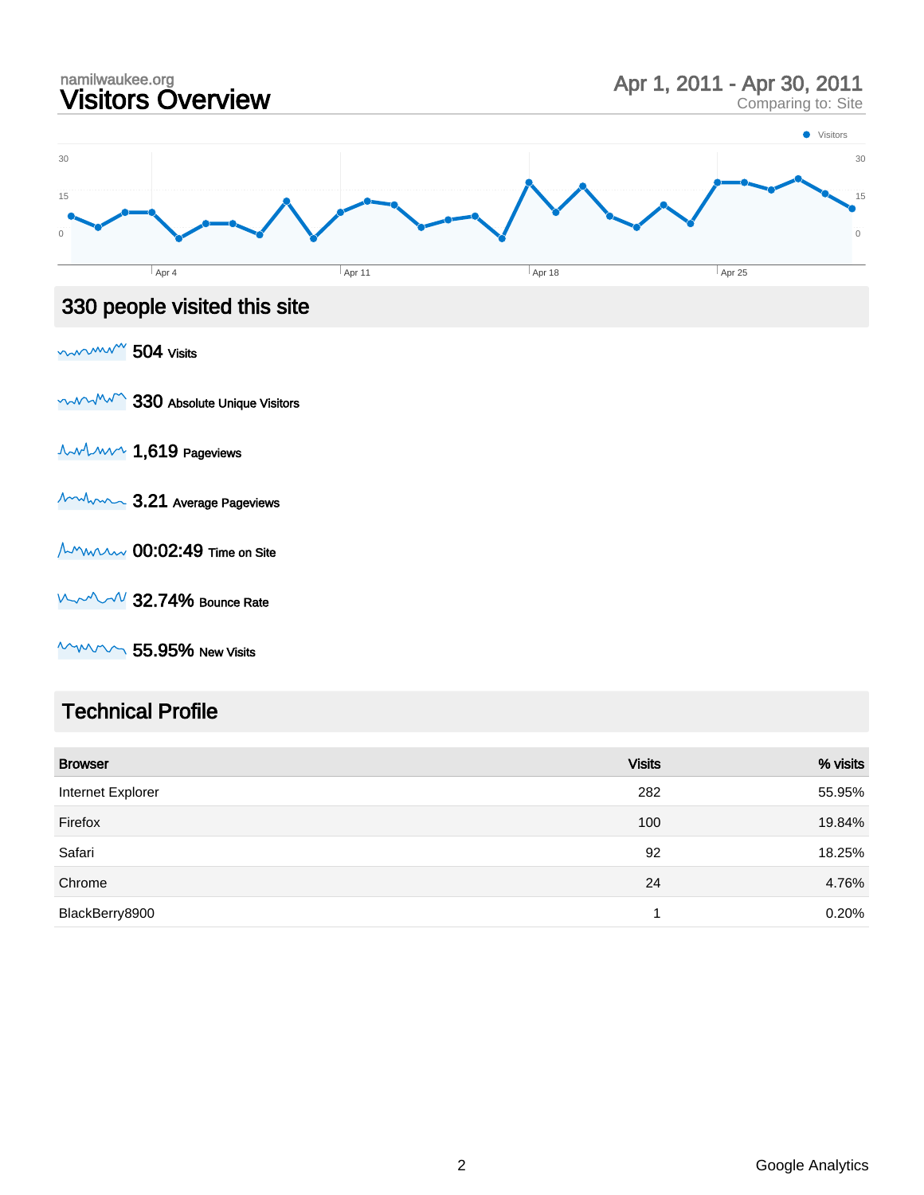namilwaukee.org

# Visitors Overview

Apr 1, 2011 - Apr 30, 2011
Comparing to: Site

## 330 people visited this site

**504** Visits

**330** Absolute Unique Visitors

**1,619** Pageviews

**3.21** Average Pageviews

**00:02:49** Time on Site

**32.74%** Bounce Rate

**55.95%** New Visits

## Technical Profile

| Browser | Visits | % visits |
|---|---|---|
| Internet Explorer | 282 | 55.95% |
| Firefox | 100 | 19.84% |
| Safari | 92 | 18.25% |
| Chrome | 24 | 4.76% |
| BlackBerry8900 | 1 | 0.20% |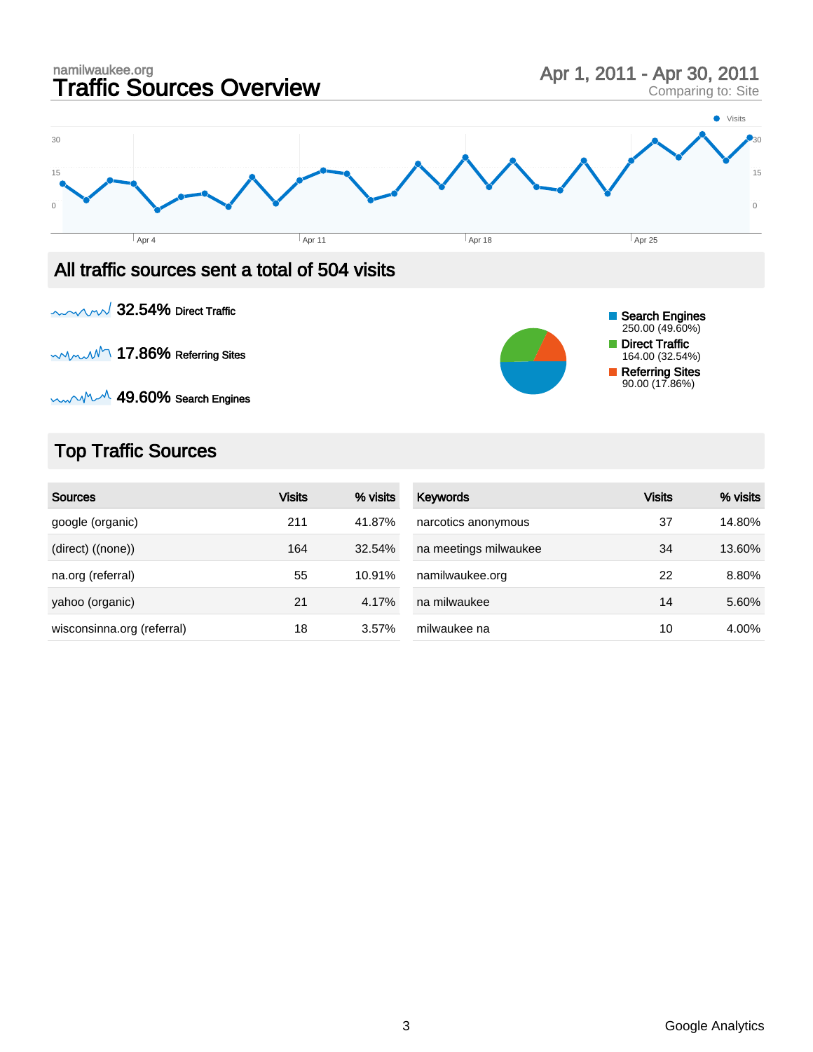namilwaukee.org

# Traffic Sources Overview

Apr 1, 2011 - Apr 30, 2011
Comparing to: Site

## All traffic sources sent a total of 504 visits

**32.54%** Direct Traffic

**17.86%** Referring Sites

**49.60%** Search Engines

- Search Engines 250.00 (49.60%)
- Direct Traffic 164.00 (32.54%)
- Referring Sites 90.00 (17.86%)

## Top Traffic Sources

| Sources | Visits | % visits |
|---|---|---|
| google (organic) | 211 | 41.87% |
| (direct) ((none)) | 164 | 32.54% |
| na.org (referral) | 55 | 10.91% |
| yahoo (organic) | 21 | 4.17% |
| wisconsinna.org (referral) | 18 | 3.57% |

| Keywords | Visits | % visits |
|---|---|---|
| narcotics anonymous | 37 | 14.80% |
| na meetings milwaukee | 34 | 13.60% |
| namilwaukee.org | 22 | 8.80% |
| na milwaukee | 14 | 5.60% |
| milwaukee na | 10 | 4.00% |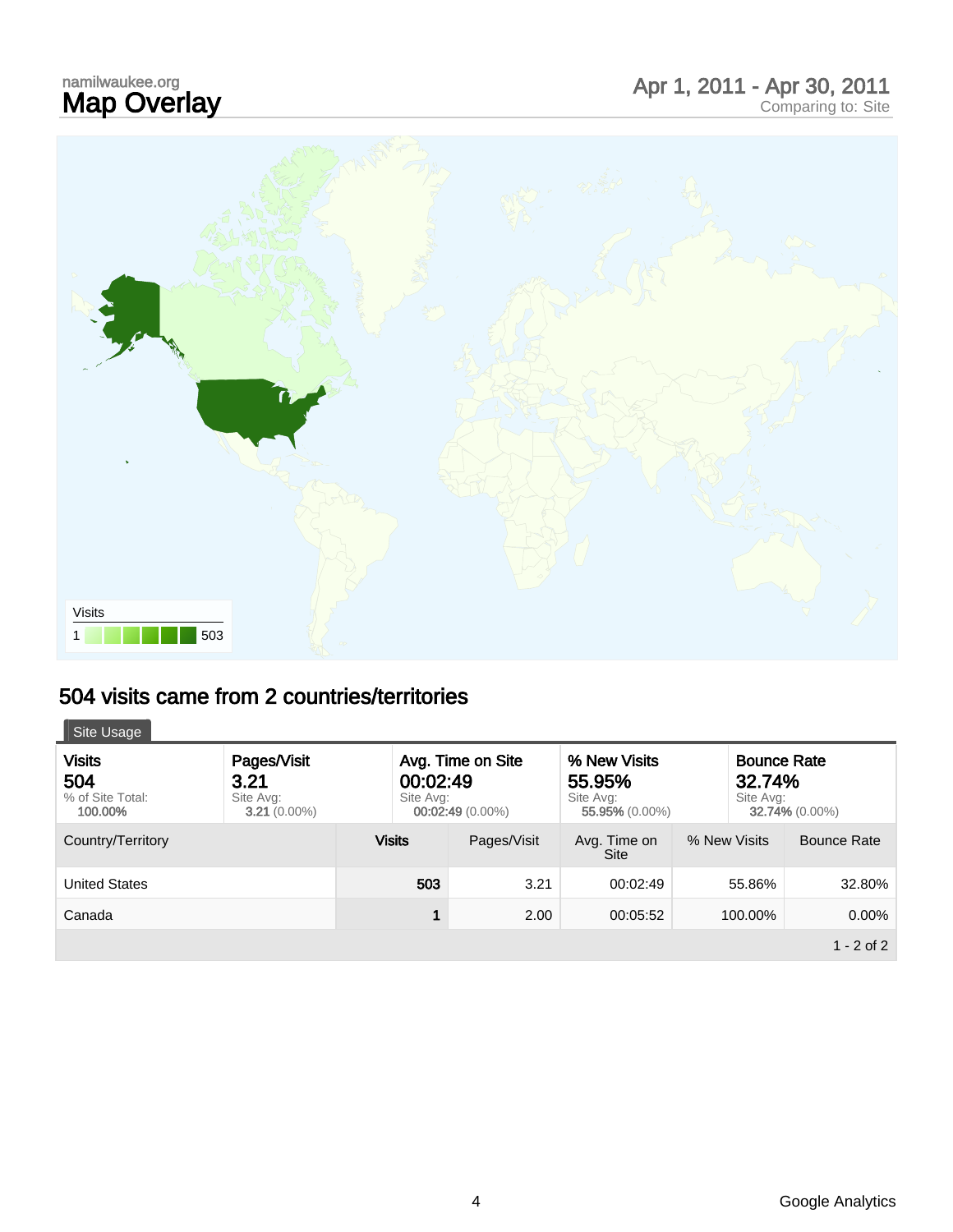namilwaukee.org

# Map Overlay

Apr 1, 2011 - Apr 30, 2011
Comparing to: Site

Visits
1 503

## 504 visits came from 2 countries/territories

Site Usage

| Visits | Pages/Visit | Avg. Time on Site | % New Visits | Bounce Rate |
|---|---|---|---|---|
| **504** | **3.21** | **00:02:49** | **55.95%** | **32.74%** |
| % of Site Total: **100.00%** | Site Avg: **3.21** (0.00%) | Site Avg: **00:02:49** (0.00%) | Site Avg: **55.95%** (0.00%) | Site Avg: **32.74%** (0.00%) |

| Country/Territory | Visits | Pages/Visit | Avg. Time on Site | % New Visits | Bounce Rate |
|---|---|---|---|---|---|
| United States | 503 | 3.21 | 00:02:49 | 55.86% | 32.80% |
| Canada | 1 | 2.00 | 00:05:52 | 100.00% | 0.00% |

1 - 2 of 2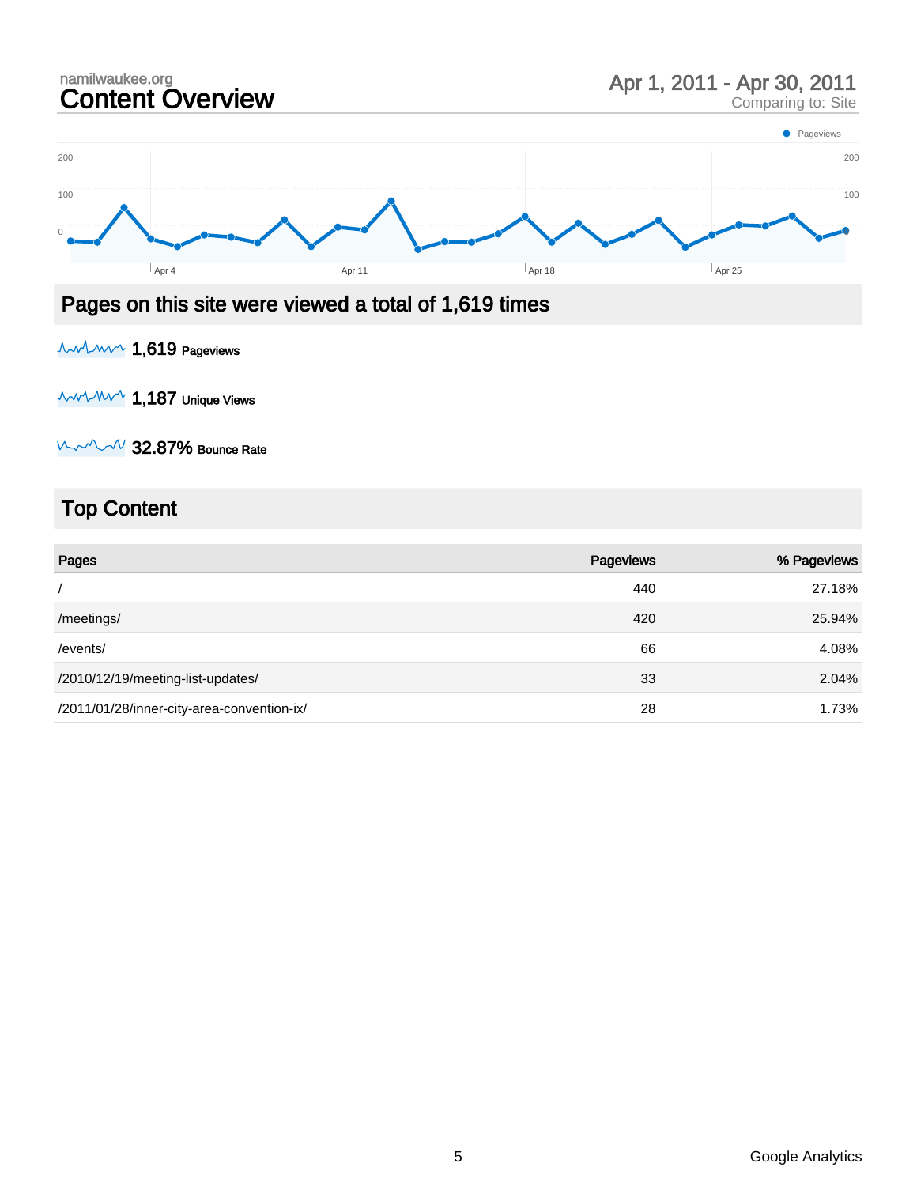namilwaukee.org

# Content Overview

Apr 1, 2011 - Apr 30, 2011
Comparing to: Site

Pageviews

200
100
0

200
100

Apr 4
Apr 11
Apr 18
Apr 25

## Pages on this site were viewed a total of 1,619 times

**1,619** Pageviews

**1,187** Unique Views

**32.87%** Bounce Rate

## Top Content

| Pages | Pageviews | % Pageviews |
|---|---|---|
| / | 440 | 27.18% |
| /meetings/ | 420 | 25.94% |
| /events/ | 66 | 4.08% |
| /2010/12/19/meeting-list-updates/ | 33 | 2.04% |
| /2011/01/28/inner-city-area-convention-ix/ | 28 | 1.73% |